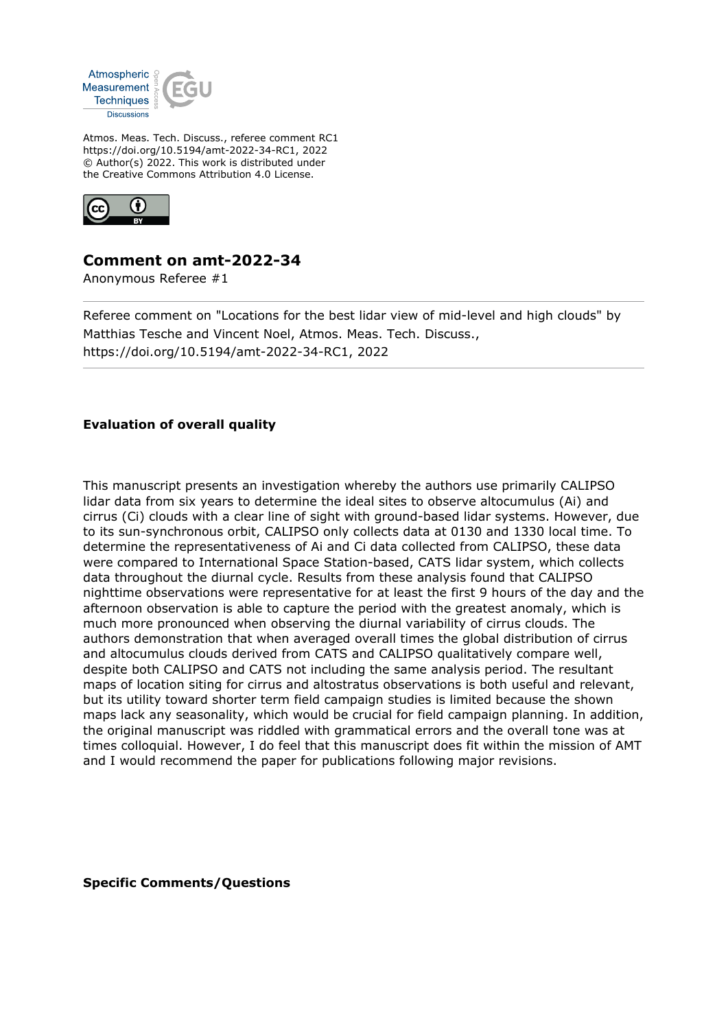Atmos. Meas. Tech. Discuss., referee comment RC1
https://doi.org/10.5194/amt-2022-34-RC1, 2022
© Author(s) 2022. This work is distributed under
the Creative Commons Attribution 4.0 License.

## Comment on amt-2022-34

Anonymous Referee #1

---

Referee comment on "Locations for the best lidar view of mid-level and high clouds" by Matthias Tesche and Vincent Noel, Atmos. Meas. Tech. Discuss., https://doi.org/10.5194/amt-2022-34-RC1, 2022

---

**Evaluation of overall quality**

This manuscript presents an investigation whereby the authors use primarily CALIPSO lidar data from six years to determine the ideal sites to observe altocumulus (Ai) and cirrus (Ci) clouds with a clear line of sight with ground-based lidar systems. However, due to its sun-synchronous orbit, CALIPSO only collects data at 0130 and 1330 local time. To determine the representativeness of Ai and Ci data collected from CALIPSO, these data were compared to International Space Station-based, CATS lidar system, which collects data throughout the diurnal cycle. Results from these analysis found that CALIPSO nighttime observations were representative for at least the first 9 hours of the day and the afternoon observation is able to capture the period with the greatest anomaly, which is much more pronounced when observing the diurnal variability of cirrus clouds. The authors demonstration that when averaged overall times the global distribution of cirrus and altocumulus clouds derived from CATS and CALIPSO qualitatively compare well, despite both CALIPSO and CATS not including the same analysis period. The resultant maps of location siting for cirrus and altostratus observations is both useful and relevant, but its utility toward shorter term field campaign studies is limited because the shown maps lack any seasonality, which would be crucial for field campaign planning. In addition, the original manuscript was riddled with grammatical errors and the overall tone was at times colloquial. However, I do feel that this manuscript does fit within the mission of AMT and I would recommend the paper for publications following major revisions.

**Specific Comments/Questions**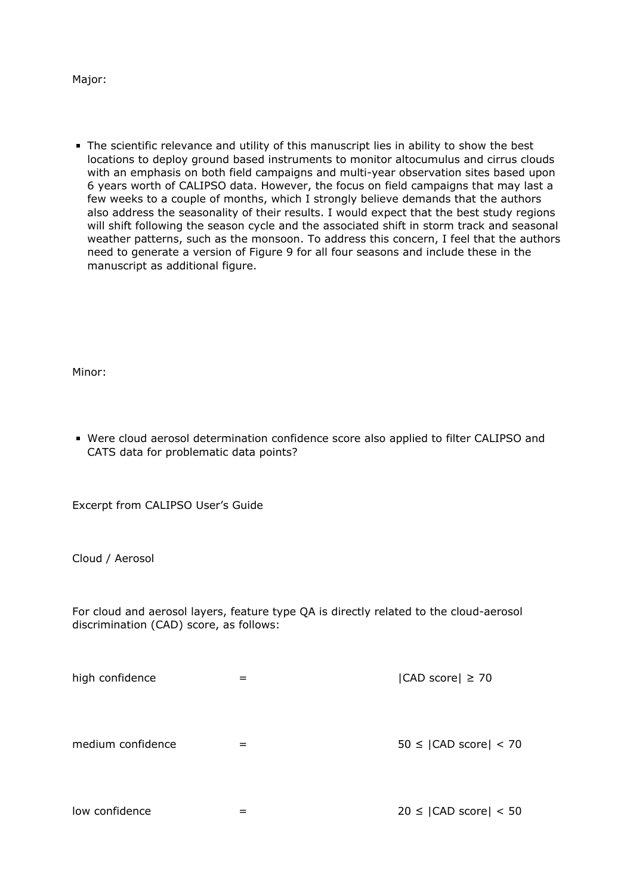Major:

- The scientific relevance and utility of this manuscript lies in ability to show the best locations to deploy ground based instruments to monitor altocumulus and cirrus clouds with an emphasis on both field campaigns and multi-year observation sites based upon 6 years worth of CALIPSO data. However, the focus on field campaigns that may last a few weeks to a couple of months, which I strongly believe demands that the authors also address the seasonality of their results. I would expect that the best study regions will shift following the season cycle and the associated shift in storm track and seasonal weather patterns, such as the monsoon. To address this concern, I feel that the authors need to generate a version of Figure 9 for all four seasons and include these in the manuscript as additional figure.

Minor:

- Were cloud aerosol determination confidence score also applied to filter CALIPSO and CATS data for problematic data points?

Excerpt from CALIPSO User's Guide

Cloud / Aerosol

For cloud and aerosol layers, feature type QA is directly related to the cloud-aerosol discrimination (CAD) score, as follows:

| | | |
|---|---|---|
| high confidence | = | $\lvert$CAD score$\rvert \geq 70$ |
| medium confidence | = | $50 \leq \lvert$CAD score$\rvert < 70$ |
| low confidence | = | $20 \leq \lvert$CAD score$\rvert < 50$ |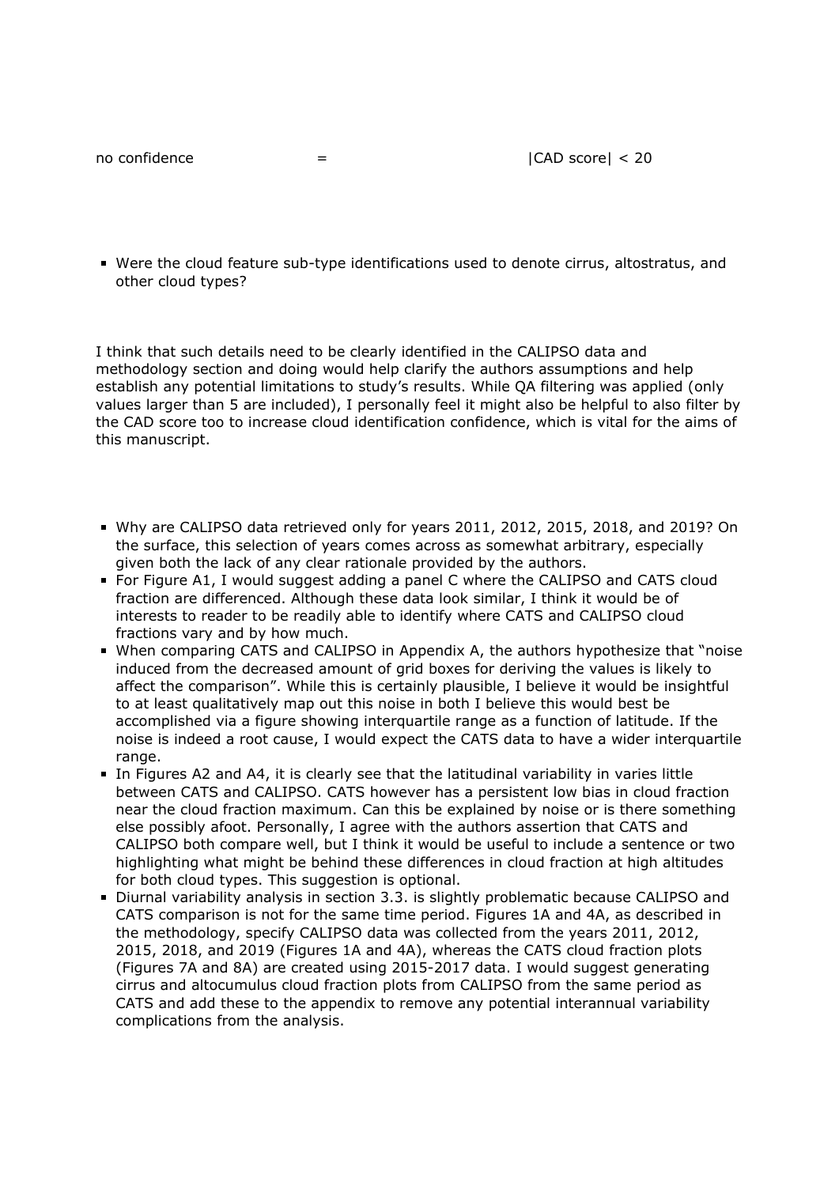| no confidence | = | \|CAD score\| < 20 |
|---|---|---|

- Were the cloud feature sub-type identifications used to denote cirrus, altostratus, and other cloud types?

I think that such details need to be clearly identified in the CALIPSO data and methodology section and doing would help clarify the authors assumptions and help establish any potential limitations to study's results. While QA filtering was applied (only values larger than 5 are included), I personally feel it might also be helpful to also filter by the CAD score too to increase cloud identification confidence, which is vital for the aims of this manuscript.

- Why are CALIPSO data retrieved only for years 2011, 2012, 2015, 2018, and 2019? On the surface, this selection of years comes across as somewhat arbitrary, especially given both the lack of any clear rationale provided by the authors.
- For Figure A1, I would suggest adding a panel C where the CALIPSO and CATS cloud fraction are differenced. Although these data look similar, I think it would be of interests to reader to be readily able to identify where CATS and CALIPSO cloud fractions vary and by how much.
- When comparing CATS and CALIPSO in Appendix A, the authors hypothesize that "noise induced from the decreased amount of grid boxes for deriving the values is likely to affect the comparison". While this is certainly plausible, I believe it would be insightful to at least qualitatively map out this noise in both I believe this would best be accomplished via a figure showing interquartile range as a function of latitude. If the noise is indeed a root cause, I would expect the CATS data to have a wider interquartile range.
- In Figures A2 and A4, it is clearly see that the latitudinal variability in varies little between CATS and CALIPSO. CATS however has a persistent low bias in cloud fraction near the cloud fraction maximum. Can this be explained by noise or is there something else possibly afoot. Personally, I agree with the authors assertion that CATS and CALIPSO both compare well, but I think it would be useful to include a sentence or two highlighting what might be behind these differences in cloud fraction at high altitudes for both cloud types. This suggestion is optional.
- Diurnal variability analysis in section 3.3. is slightly problematic because CALIPSO and CATS comparison is not for the same time period. Figures 1A and 4A, as described in the methodology, specify CALIPSO data was collected from the years 2011, 2012, 2015, 2018, and 2019 (Figures 1A and 4A), whereas the CATS cloud fraction plots (Figures 7A and 8A) are created using 2015-2017 data. I would suggest generating cirrus and altocumulus cloud fraction plots from CALIPSO from the same period as CATS and add these to the appendix to remove any potential interannual variability complications from the analysis.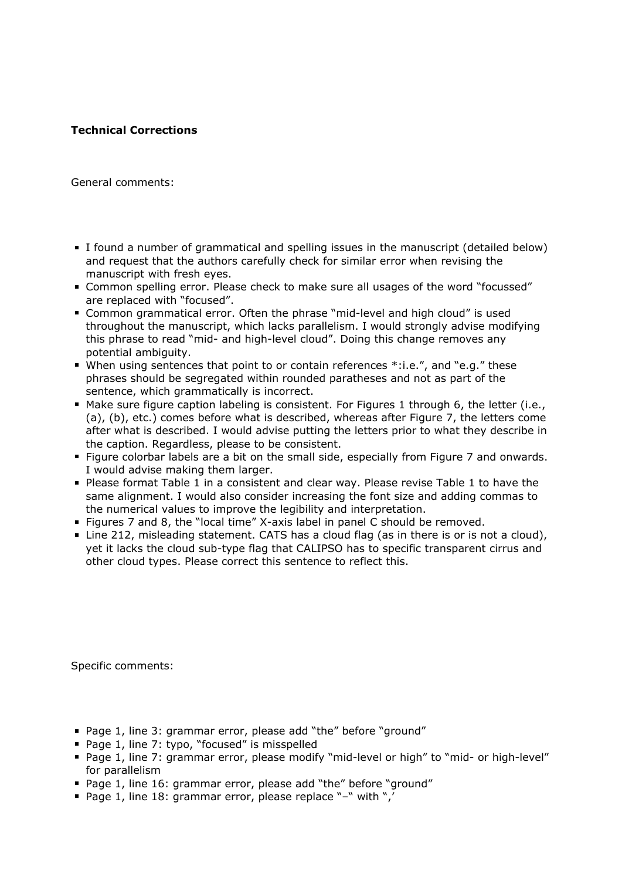**Technical Corrections**

General comments:

- I found a number of grammatical and spelling issues in the manuscript (detailed below) and request that the authors carefully check for similar error when revising the manuscript with fresh eyes.
- Common spelling error. Please check to make sure all usages of the word "focussed" are replaced with "focused".
- Common grammatical error. Often the phrase "mid-level and high cloud" is used throughout the manuscript, which lacks parallelism. I would strongly advise modifying this phrase to read "mid- and high-level cloud". Doing this change removes any potential ambiguity.
- When using sentences that point to or contain references *:i.e.", and "e.g." these phrases should be segregated within rounded paratheses and not as part of the sentence, which grammatically is incorrect.
- Make sure figure caption labeling is consistent. For Figures 1 through 6, the letter (i.e., (a), (b), etc.) comes before what is described, whereas after Figure 7, the letters come after what is described. I would advise putting the letters prior to what they describe in the caption. Regardless, please to be consistent.
- Figure colorbar labels are a bit on the small side, especially from Figure 7 and onwards. I would advise making them larger.
- Please format Table 1 in a consistent and clear way. Please revise Table 1 to have the same alignment. I would also consider increasing the font size and adding commas to the numerical values to improve the legibility and interpretation.
- Figures 7 and 8, the "local time" X-axis label in panel C should be removed.
- Line 212, misleading statement. CATS has a cloud flag (as in there is or is not a cloud), yet it lacks the cloud sub-type flag that CALIPSO has to specific transparent cirrus and other cloud types. Please correct this sentence to reflect this.

Specific comments:

- Page 1, line 3: grammar error, please add "the" before "ground"
- Page 1, line 7: typo, "focused" is misspelled
- Page 1, line 7: grammar error, please modify "mid-level or high" to "mid- or high-level" for parallelism
- Page 1, line 16: grammar error, please add "the" before "ground"
- Page 1, line 18: grammar error, please replace "–" with ",'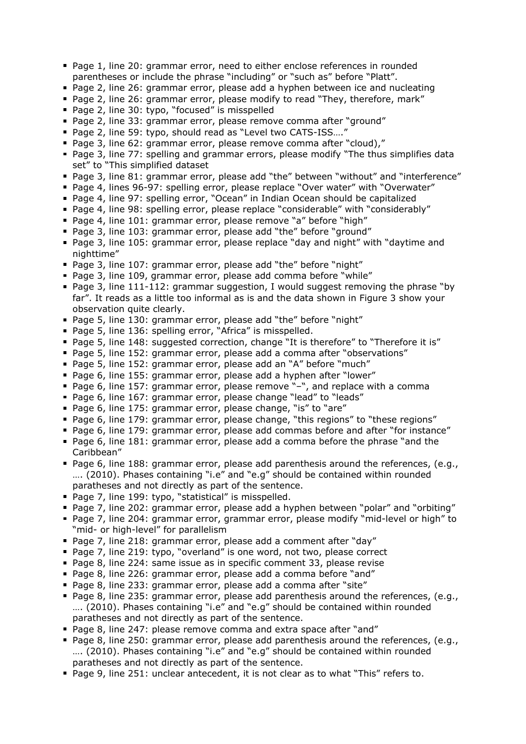- Page 1, line 20: grammar error, need to either enclose references in rounded parentheses or include the phrase "including" or "such as" before "Platt".
- Page 2, line 26: grammar error, please add a hyphen between ice and nucleating
- Page 2, line 26: grammar error, please modify to read "They, therefore, mark"
- Page 2, line 30: typo, "focused" is misspelled
- Page 2, line 33: grammar error, please remove comma after "ground"
- Page 2, line 59: typo, should read as "Level two CATS-ISS…."
- Page 3, line 62: grammar error, please remove comma after "cloud),"
- Page 3, line 77: spelling and grammar errors, please modify "The thus simplifies data set" to "This simplified dataset
- Page 3, line 81: grammar error, please add "the" between "without" and "interference"
- Page 4, lines 96-97: spelling error, please replace "Over water" with "Overwater"
- Page 4, line 97: spelling error, "Ocean" in Indian Ocean should be capitalized
- Page 4, line 98: spelling error, please replace "considerable" with "considerably"
- Page 4, line 101: grammar error, please remove "a" before "high"
- Page 3, line 103: grammar error, please add "the" before "ground"
- Page 3, line 105: grammar error, please replace "day and night" with "daytime and nighttime"
- Page 3, line 107: grammar error, please add "the" before "night"
- Page 3, line 109, grammar error, please add comma before "while"
- Page 3, line 111-112: grammar suggestion, I would suggest removing the phrase "by far". It reads as a little too informal as is and the data shown in Figure 3 show your observation quite clearly.
- Page 5, line 130: grammar error, please add "the" before "night"
- Page 5, line 136: spelling error, "Africa" is misspelled.
- Page 5, line 148: suggested correction, change "It is therefore" to "Therefore it is"
- Page 5, line 152: grammar error, please add a comma after "observations"
- Page 5, line 152: grammar error, please add an "A" before "much"
- Page 6, line 155: grammar error, please add a hyphen after "lower"
- Page 6, line 157: grammar error, please remove "–", and replace with a comma
- Page 6, line 167: grammar error, please change "lead" to "leads"
- Page 6, line 175: grammar error, please change, "is" to "are"
- Page 6, line 179: grammar error, please change, "this regions" to "these regions"
- Page 6, line 179: grammar error, please add commas before and after "for instance"
- Page 6, line 181: grammar error, please add a comma before the phrase "and the Caribbean"
- Page 6, line 188: grammar error, please add parenthesis around the references, (e.g., …. (2010). Phases containing "i.e" and "e.g" should be contained within rounded paratheses and not directly as part of the sentence.
- Page 7, line 199: typo, "statistical" is misspelled.
- Page 7, line 202: grammar error, please add a hyphen between "polar" and "orbiting"
- Page 7, line 204: grammar error, grammar error, please modify "mid-level or high" to "mid- or high-level" for parallelism
- Page 7, line 218: grammar error, please add a comment after "day"
- Page 7, line 219: typo, "overland" is one word, not two, please correct
- Page 8, line 224: same issue as in specific comment 33, please revise
- Page 8, line 226: grammar error, please add a comma before "and"
- Page 8, line 233: grammar error, please add a comma after "site"
- Page 8, line 235: grammar error, please add parenthesis around the references, (e.g., …. (2010). Phases containing "i.e" and "e.g" should be contained within rounded paratheses and not directly as part of the sentence.
- Page 8, line 247: please remove comma and extra space after "and"
- Page 8, line 250: grammar error, please add parenthesis around the references, (e.g., …. (2010). Phases containing "i.e" and "e.g" should be contained within rounded paratheses and not directly as part of the sentence.
- Page 9, line 251: unclear antecedent, it is not clear as to what "This" refers to.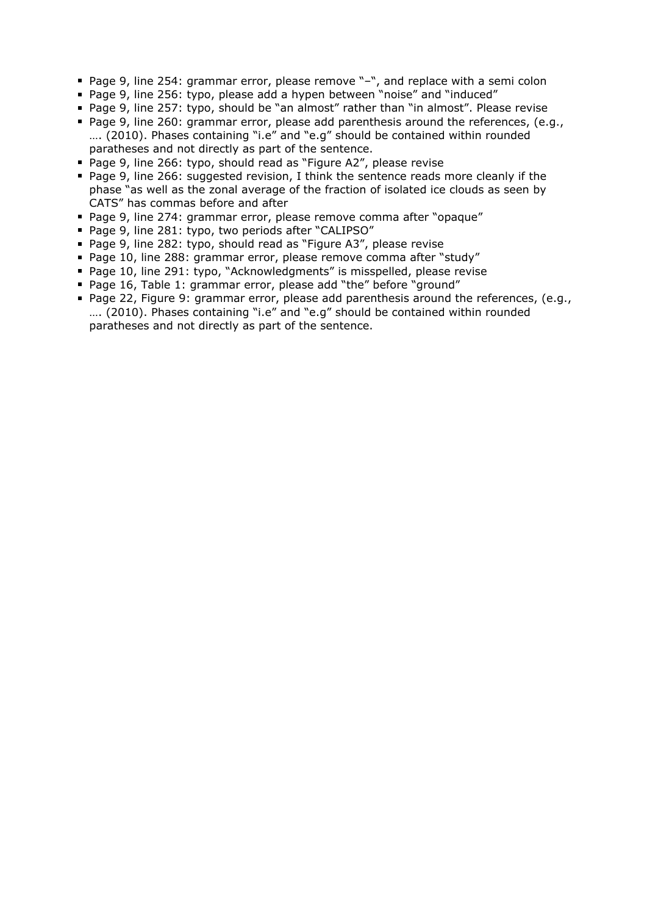- Page 9, line 254: grammar error, please remove "–", and replace with a semi colon
- Page 9, line 256: typo, please add a hypen between "noise" and "induced"
- Page 9, line 257: typo, should be "an almost" rather than "in almost". Please revise
- Page 9, line 260: grammar error, please add parenthesis around the references, (e.g., …. (2010). Phases containing "i.e" and "e.g" should be contained within rounded paratheses and not directly as part of the sentence.
- Page 9, line 266: typo, should read as "Figure A2", please revise
- Page 9, line 266: suggested revision, I think the sentence reads more cleanly if the phase "as well as the zonal average of the fraction of isolated ice clouds as seen by CATS" has commas before and after
- Page 9, line 274: grammar error, please remove comma after "opaque"
- Page 9, line 281: typo, two periods after "CALIPSO"
- Page 9, line 282: typo, should read as "Figure A3", please revise
- Page 10, line 288: grammar error, please remove comma after "study"
- Page 10, line 291: typo, "Acknowledgments" is misspelled, please revise
- Page 16, Table 1: grammar error, please add "the" before "ground"
- Page 22, Figure 9: grammar error, please add parenthesis around the references, (e.g., …. (2010). Phases containing "i.e" and "e.g" should be contained within rounded paratheses and not directly as part of the sentence.